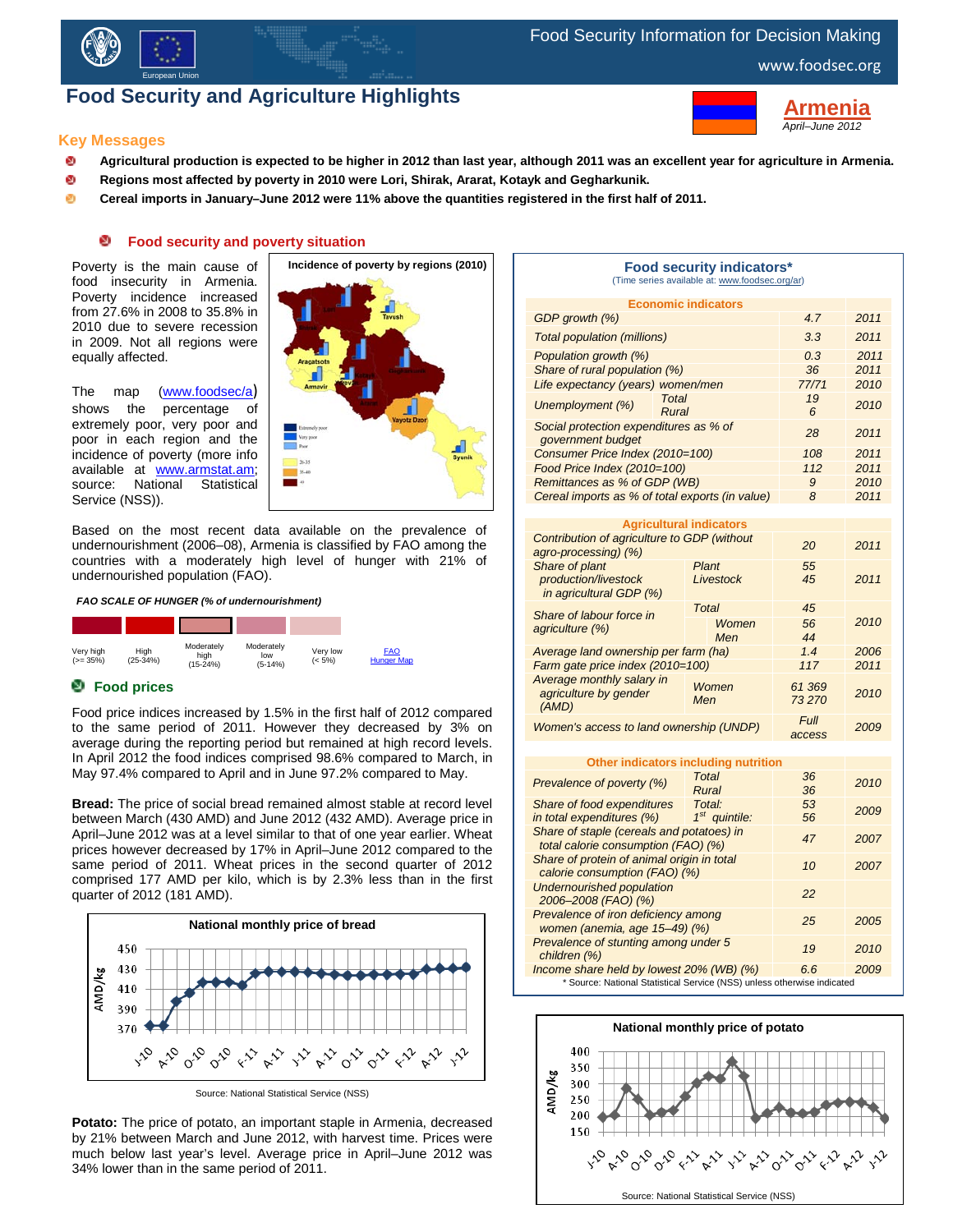Food Security Information for Decision Making

www.foodsec.org

# Food Security and Agriculture Highlights

**Armenia**

*April–June 2012*

## Key Messages

- **Agricultural production is expected to be higher in 2012 than last year, although 2011 was an excellent year for agriculture in Armenia.**
- **Regions most affected by poverty in 2010 were Lori, Shirak, Ararat, Kotayk and Gegharkunik.**
- **Cereal imports in January–June 2012 were 11% above the quantities registered in the first half of 2011.**

### Food security and poverty situation

Poverty is the main cause of food insecurity in Armenia. Poverty incidence increased from 27.6% in 2008 to 35.8% in 2010 due to severe recession in 2009. Not all regions were equally affected.

The map (www.foodsec/a) shows the percentage of extremely poor, very poor and poor in each region and the incidence of poverty (more info available at www.armstat.am; source: National Statistical Service (NSS)).

**Incidence of poverty by regions (2010)**

Based on the most recent data available on the prevalence of undernourishment (2006–08), Armenia is classified by FAO among the countries with a moderately high level of hunger with 21% of undernourished population (FAO).

***FAO SCALE OF HUNGER (% of undernourishment)***

| Very high (>= 35%) | High (25-34%) | Moderately high (15-24%) | Moderately low (5-14%) | Very low (< 5%) | FAO Hunger Map |
|---|---|---|---|---|---|

### Food prices

Food price indices increased by 1.5% in the first half of 2012 compared to the same period of 2011. However they decreased by 3% on average during the reporting period but remained at high record levels. In April 2012 the food indices comprised 98.6% compared to March, in May 97.4% compared to April and in June 97.2% compared to May.

**Bread:** The price of social bread remained almost stable at record level between March (430 AMD) and June 2012 (432 AMD). Average price in April–June 2012 was at a level similar to that of one year earlier. Wheat prices however decreased by 17% in April–June 2012 compared to the same period of 2011. Wheat prices in the second quarter of 2012 comprised 177 AMD per kilo, which is by 2.3% less than in the first quarter of 2012 (181 AMD).

**National monthly price of bread**

Source: National Statistical Service (NSS)

**Potato:** The price of potato, an important staple in Armenia, decreased by 21% between March and June 2012, with harvest time. Prices were much below last year's level. Average price in April–June 2012 was 34% lower than in the same period of 2011.

**Food security indicators\***

(Time series available at: www.foodsec.org/ar)

| **Economic indicators** | | | |
|---|---|---|---|
| GDP growth (%) | | 4.7 | 2011 |
| Total population (millions) | | 3.3 | 2011 |
| Population growth (%) | | 0.3 | 2011 |
| Share of rural population (%) | | 36 | 2011 |
| Life expectancy (years) women/men | | 77/71 | 2010 |
| Unemployment (%) | Total | 19 | 2010 |
| | Rural | 6 | |
| Social protection expenditures as % of government budget | | 28 | 2011 |
| Consumer Price Index (2010=100) | | 108 | 2011 |
| Food Price Index (2010=100) | | 112 | 2011 |
| Remittances as % of GDP (WB) | | 9 | 2010 |
| Cereal imports as % of total exports (in value) | | 8 | 2011 |
| **Agricultural indicators** | | | |
| Contribution of agriculture to GDP (without agro-processing) (%) | | 20 | 2011 |
| Share of plant production/livestock in agricultural GDP (%) | Plant | 55 | 2011 |
| | Livestock | 45 | |
| Share of labour force in agriculture (%) | Total | 45 | 2010 |
| | Women | 56 | |
| | Men | 44 | |
| Average land ownership per farm (ha) | | 1.4 | 2006 |
| Farm gate price index (2010=100) | | 117 | 2011 |
| Average monthly salary in agriculture by gender (AMD) | Women | 61 369 | 2010 |
| | Men | 73 270 | |
| Women's access to land ownership (UNDP) | | Full access | 2009 |
| **Other indicators including nutrition** | | | |
| Prevalence of poverty (%) | Total | 36 | 2010 |
| | Rural | 36 | |
| Share of food expenditures in total expenditures (%) | Total: | 53 | 2009 |
| | 1st quintile: | 56 | |
| Share of staple (cereals and potatoes) in total calorie consumption (FAO) (%) | | 47 | 2007 |
| Share of protein of animal origin in total calorie consumption (FAO) (%) | | 10 | 2007 |
| Undernourished population 2006–2008 (FAO) (%) | | 22 | |
| Prevalence of iron deficiency among women (anemia, age 15–49) (%) | | 25 | 2005 |
| Prevalence of stunting among under 5 children (%) | | 19 | 2010 |
| Income share held by lowest 20% (WB) (%) | | 6.6 | 2009 |

\* Source: National Statistical Service (NSS) unless otherwise indicated

**National monthly price of potato**

Source: National Statistical Service (NSS)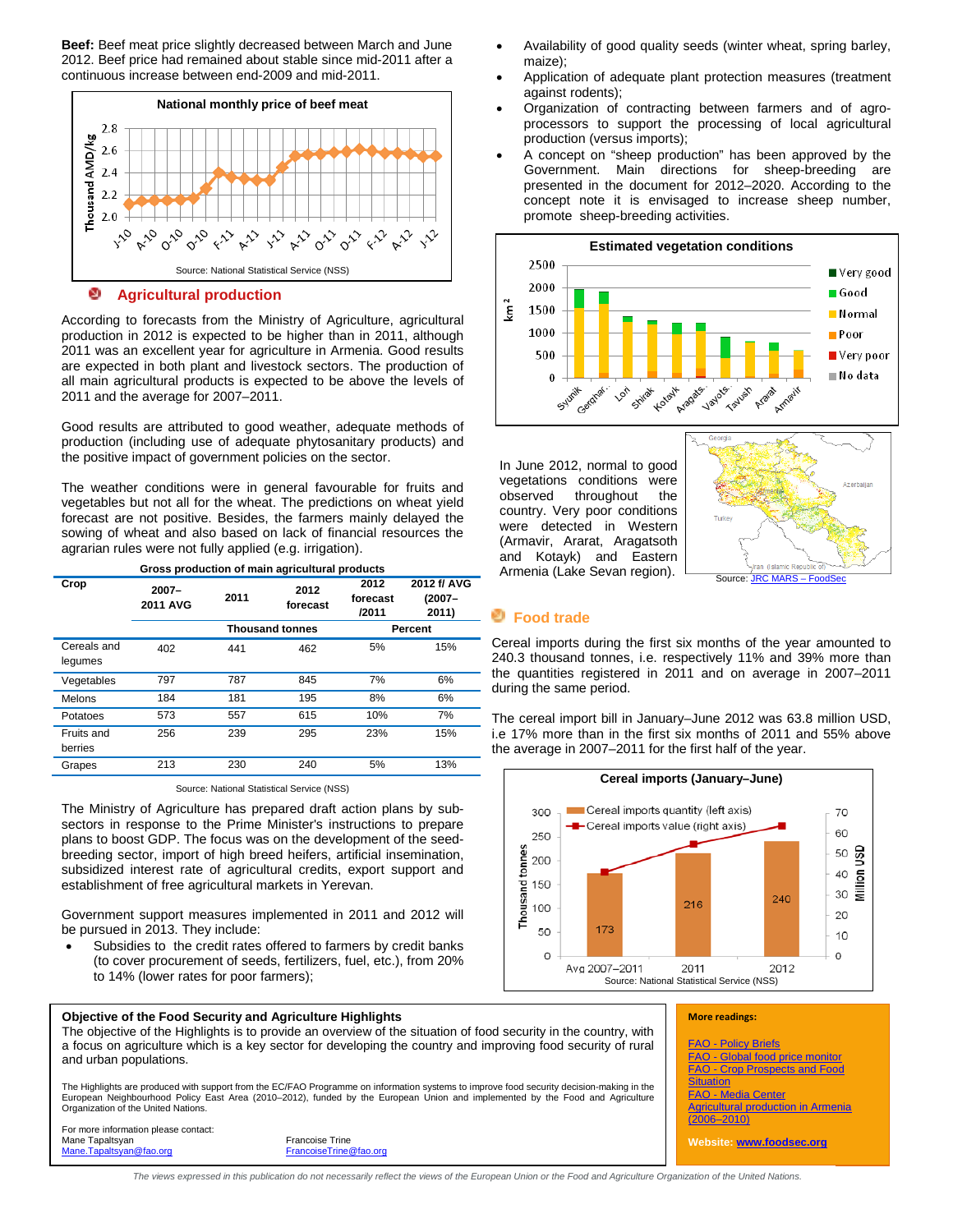**Beef:** Beef meat price slightly decreased between March and June 2012. Beef price had remained about stable since mid-2011 after a continuous increase between end-2009 and mid-2011.

National monthly price of beef meat

Thousand AMD/kg

2.8
2.6
2.4
2.2
2.0

J-10 A-10 O-10 D-10 F-11 A-11 J-11 A-11 O-11 D-11 F-12 A-12 J-12

Source: National Statistical Service (NSS)

## Agricultural production

According to forecasts from the Ministry of Agriculture, agricultural production in 2012 is expected to be higher than in 2011, although 2011 was an excellent year for agriculture in Armenia. Good results are expected in both plant and livestock sectors. The production of all main agricultural products is expected to be above the levels of 2011 and the average for 2007–2011.

Good results are attributed to good weather, adequate methods of production (including use of adequate phytosanitary products) and the positive impact of government policies on the sector.

The weather conditions were in general favourable for fruits and vegetables but not all for the wheat. The predictions on wheat yield forecast are not positive. Besides, the farmers mainly delayed the sowing of wheat and also based on lack of financial resources the agrarian rules were not fully applied (e.g. irrigation).

Gross production of main agricultural products

| Crop | 2007–2011 AVG | 2011 | 2012 forecast | 2012 forecast /2011 | 2012 f/ AVG (2007–2011) |
|---|---|---|---|---|---|
| | Thousand tonnes | | | Percent | |
| Cereals and legumes | 402 | 441 | 462 | 5% | 15% |
| Vegetables | 797 | 787 | 845 | 7% | 6% |
| Melons | 184 | 181 | 195 | 8% | 6% |
| Potatoes | 573 | 557 | 615 | 10% | 7% |
| Fruits and berries | 256 | 239 | 295 | 23% | 15% |
| Grapes | 213 | 230 | 240 | 5% | 13% |

Source: National Statistical Service (NSS)

The Ministry of Agriculture has prepared draft action plans by sub-sectors in response to the Prime Minister's instructions to prepare plans to boost GDP. The focus was on the development of the seed-breeding sector, import of high breed heifers, artificial insemination, subsidized interest rate of agricultural credits, export support and establishment of free agricultural markets in Yerevan.

Government support measures implemented in 2011 and 2012 will be pursued in 2013. They include:

- Subsidies to the credit rates offered to farmers by credit banks (to cover procurement of seeds, fertilizers, fuel, etc.), from 20% to 14% (lower rates for poor farmers);
- Availability of good quality seeds (winter wheat, spring barley, maize);
- Application of adequate plant protection measures (treatment against rodents);
- Organization of contracting between farmers and of agro-processors to support the processing of local agricultural production (versus imports);
- A concept on "sheep production" has been approved by the Government. Main directions for sheep-breeding are presented in the document for 2012–2020. According to the concept note it is envisaged to increase sheep number, promote sheep-breeding activities.

Estimated vegetation conditions

km²

2500
2000
1500
1000
500
0

Syunik Gegharkunik Lori Shirak Kotayk Aragatsotn Vayots Dzor Tavush Ararat Armavir

Very good
Good
Normal
Poor
Very poor
No data

In June 2012, normal to good vegetations conditions were observed throughout the country. Very poor conditions were detected in Western (Armavir, Ararat, Aragatsoth and Kotayk) and Eastern Armenia (Lake Sevan region).

Georgia
Azerbaijan
Armenia
Turkey
Iran (Islamic Republic of)

Source: JRC MARS – FoodSec

## Food trade

Cereal imports during the first six months of the year amounted to 240.3 thousand tonnes, i.e. respectively 11% and 39% more than the quantities registered in 2011 and on average in 2007–2011 during the same period.

The cereal import bill in January–June 2012 was 63.8 million USD, i.e 17% more than in the first six months of 2011 and 55% above the average in 2007–2011 for the first half of the year.

Cereal imports (January–June)

Cereal imports quantity (left axis)
Cereal imports value (right axis)

Thousand tonnes

300
250
200
150
100
50
0

Million USD

70
60
50
40
30
20
10
0

173
216
240

Avg 2007–2011
2011
2012

Source: National Statistical Service (NSS)

**Objective of the Food Security and Agriculture Highlights**

The objective of the Highlights is to provide an overview of the situation of food security in the country, with a focus on agriculture which is a key sector for developing the country and improving food security of rural and urban populations.

The Highlights are produced with support from the EC/FAO Programme on information systems to improve food security decision-making in the European Neighbourhood Policy East Area (2010–2012), funded by the European Union and implemented by the Food and Agriculture Organization of the United Nations.

For more information please contact:
Mane Tapaltsyan
Mane.Tapaltsyan@fao.org

Francoise Trine
FrancoiseTrine@fao.org

**More readings:**

FAO - Policy Briefs
FAO - Global food price monitor
FAO - Crop Prospects and Food Situation
FAO - Media Center
Agricultural production in Armenia (2006–2010)

**Website:** www.foodsec.org

*The views expressed in this publication do not necessarily reflect the views of the European Union or the Food and Agriculture Organization of the United Nations.*